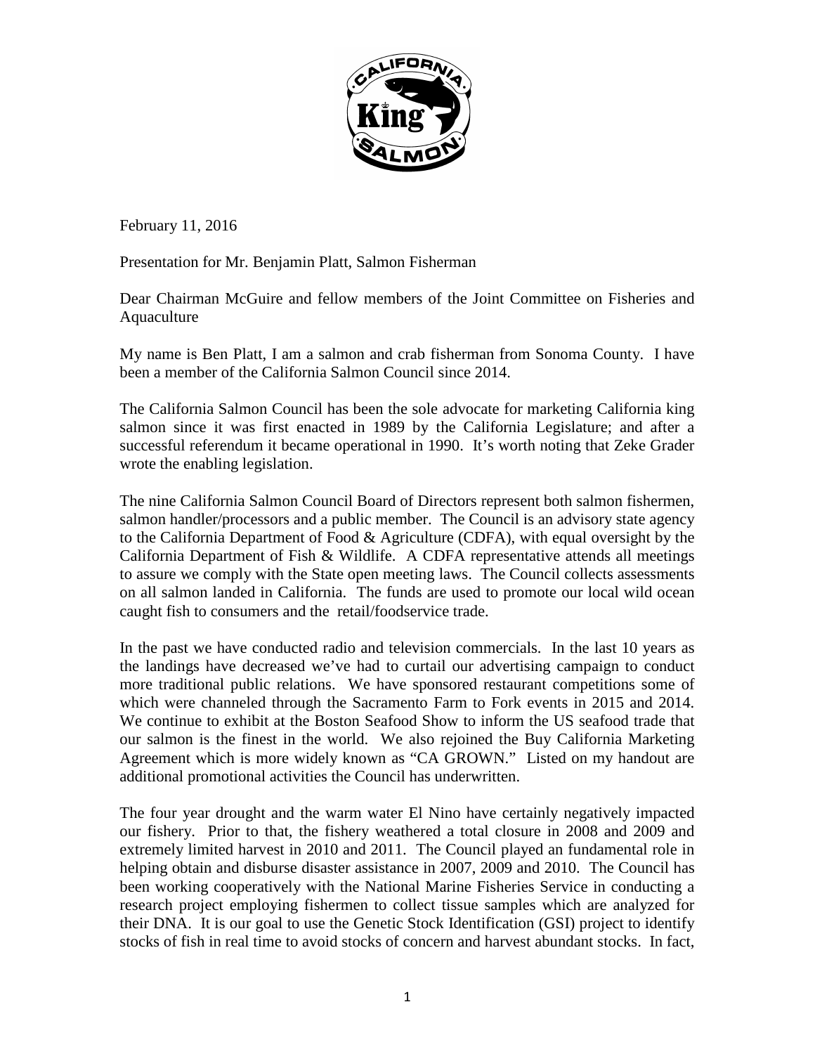February 11, 2016

Presentation for Mr. Benjamin Platt, Salmon Fisherman

Dear Chairman McGuire and fellow members of the Joint Committee on Fisheries and Aquaculture

My name is Ben Platt, I am a salmon and crab fisherman from Sonoma County. I have been a member of the California Salmon Council since 2014.

The California Salmon Council has been the sole advocate for marketing California king salmon since it was first enacted in 1989 by the California Legislature; and after a successful referendum it became operational in 1990. It's worth noting that Zeke Grader wrote the enabling legislation.

The nine California Salmon Council Board of Directors represent both salmon fishermen, salmon handler/processors and a public member. The Council is an advisory state agency to the California Department of Food & Agriculture (CDFA), with equal oversight by the California Department of Fish & Wildlife. A CDFA representative attends all meetings to assure we comply with the State open meeting laws. The Council collects assessments on all salmon landed in California. The funds are used to promote our local wild ocean caught fish to consumers and the retail/foodservice trade.

In the past we have conducted radio and television commercials. In the last 10 years as the landings have decreased we've had to curtail our advertising campaign to conduct more traditional public relations. We have sponsored restaurant competitions some of which were channeled through the Sacramento Farm to Fork events in 2015 and 2014. We continue to exhibit at the Boston Seafood Show to inform the US seafood trade that our salmon is the finest in the world. We also rejoined the Buy California Marketing Agreement which is more widely known as "CA GROWN." Listed on my handout are additional promotional activities the Council has underwritten.

The four year drought and the warm water El Nino have certainly negatively impacted our fishery. Prior to that, the fishery weathered a total closure in 2008 and 2009 and extremely limited harvest in 2010 and 2011. The Council played an fundamental role in helping obtain and disburse disaster assistance in 2007, 2009 and 2010. The Council has been working cooperatively with the National Marine Fisheries Service in conducting a research project employing fishermen to collect tissue samples which are analyzed for their DNA. It is our goal to use the Genetic Stock Identification (GSI) project to identify stocks of fish in real time to avoid stocks of concern and harvest abundant stocks. In fact,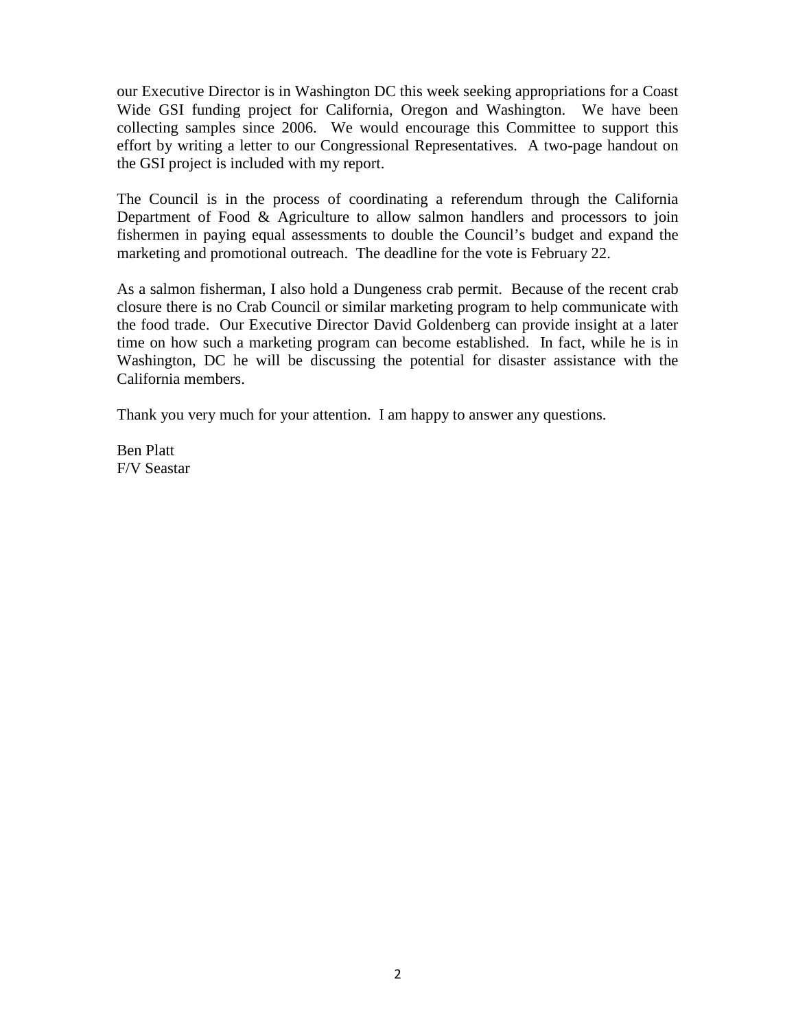our Executive Director is in Washington DC this week seeking appropriations for a Coast Wide GSI funding project for California, Oregon and Washington. We have been collecting samples since 2006. We would encourage this Committee to support this effort by writing a letter to our Congressional Representatives. A two-page handout on the GSI project is included with my report.

The Council is in the process of coordinating a referendum through the California Department of Food & Agriculture to allow salmon handlers and processors to join fishermen in paying equal assessments to double the Council's budget and expand the marketing and promotional outreach. The deadline for the vote is February 22.

As a salmon fisherman, I also hold a Dungeness crab permit. Because of the recent crab closure there is no Crab Council or similar marketing program to help communicate with the food trade. Our Executive Director David Goldenberg can provide insight at a later time on how such a marketing program can become established. In fact, while he is in Washington, DC he will be discussing the potential for disaster assistance with the California members.

Thank you very much for your attention. I am happy to answer any questions.

Ben Platt
F/V Seastar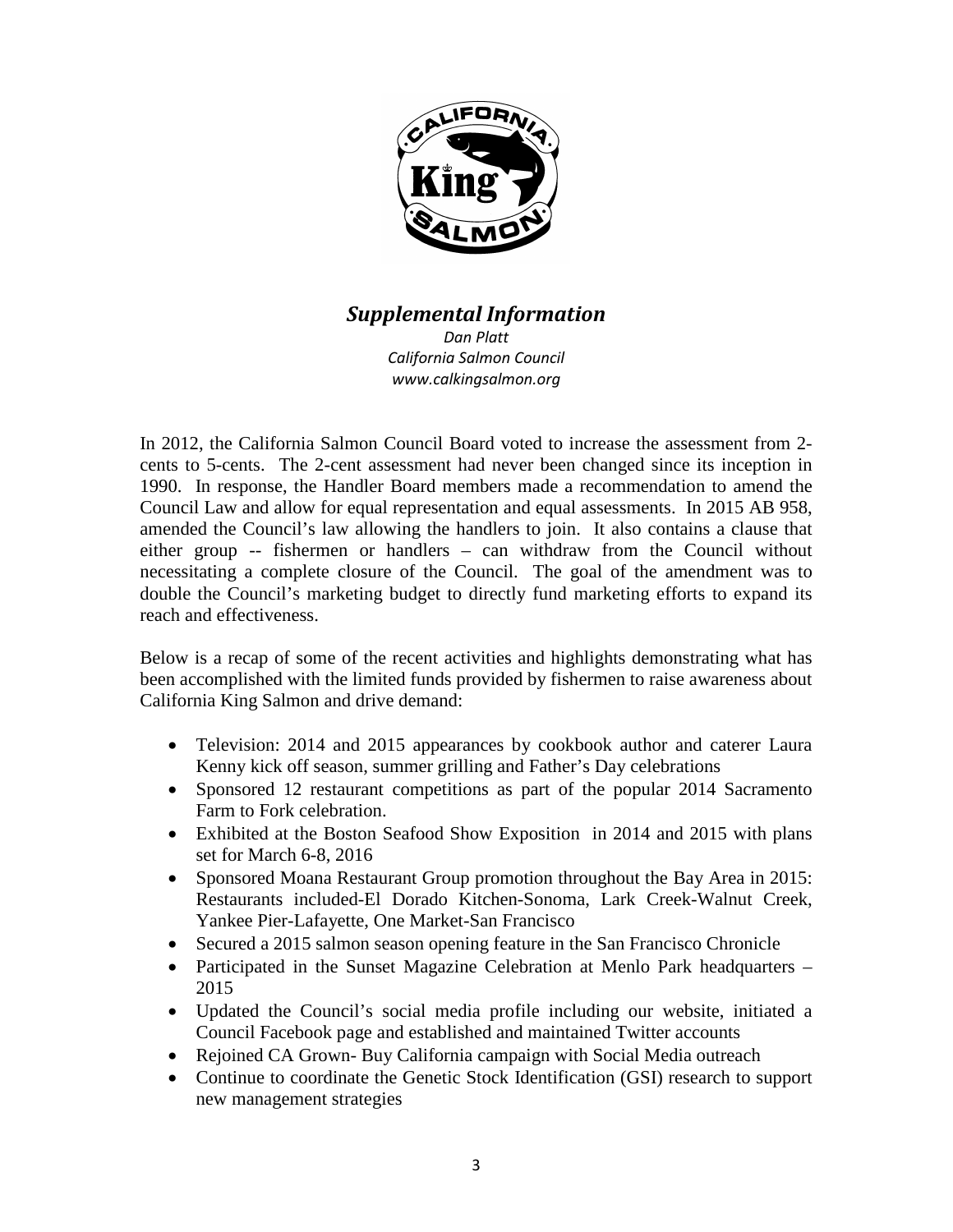## *Supplemental Information*

*Dan Platt*
*California Salmon Council*
*www.calkingsalmon.org*

In 2012, the California Salmon Council Board voted to increase the assessment from 2-cents to 5-cents. The 2-cent assessment had never been changed since its inception in 1990. In response, the Handler Board members made a recommendation to amend the Council Law and allow for equal representation and equal assessments. In 2015 AB 958, amended the Council's law allowing the handlers to join. It also contains a clause that either group -- fishermen or handlers – can withdraw from the Council without necessitating a complete closure of the Council. The goal of the amendment was to double the Council's marketing budget to directly fund marketing efforts to expand its reach and effectiveness.

Below is a recap of some of the recent activities and highlights demonstrating what has been accomplished with the limited funds provided by fishermen to raise awareness about California King Salmon and drive demand:

- Television: 2014 and 2015 appearances by cookbook author and caterer Laura Kenny kick off season, summer grilling and Father's Day celebrations
- Sponsored 12 restaurant competitions as part of the popular 2014 Sacramento Farm to Fork celebration.
- Exhibited at the Boston Seafood Show Exposition in 2014 and 2015 with plans set for March 6-8, 2016
- Sponsored Moana Restaurant Group promotion throughout the Bay Area in 2015: Restaurants included-El Dorado Kitchen-Sonoma, Lark Creek-Walnut Creek, Yankee Pier-Lafayette, One Market-San Francisco
- Secured a 2015 salmon season opening feature in the San Francisco Chronicle
- Participated in the Sunset Magazine Celebration at Menlo Park headquarters – 2015
- Updated the Council's social media profile including our website, initiated a Council Facebook page and established and maintained Twitter accounts
- Rejoined CA Grown- Buy California campaign with Social Media outreach
- Continue to coordinate the Genetic Stock Identification (GSI) research to support new management strategies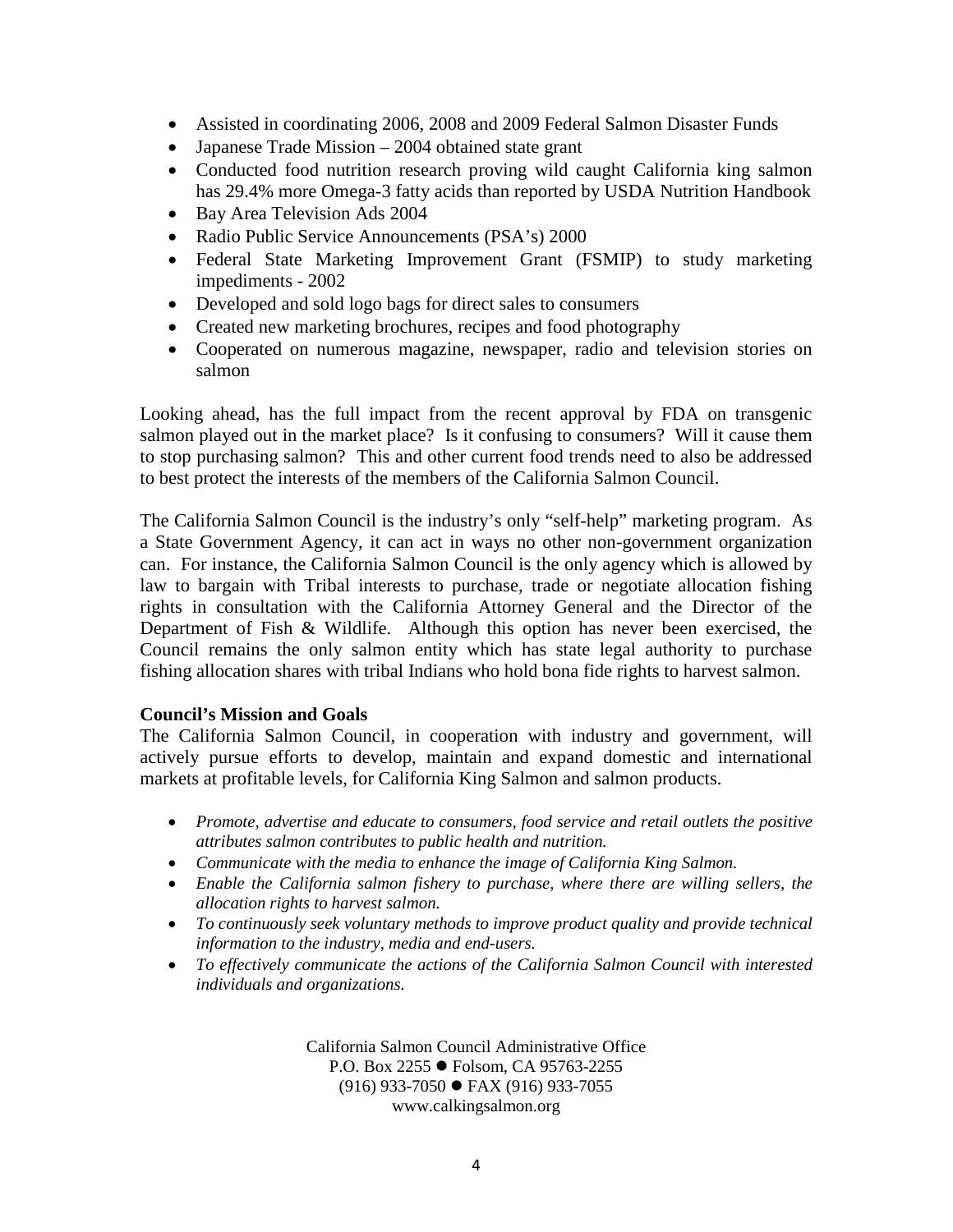- Assisted in coordinating 2006, 2008 and 2009 Federal Salmon Disaster Funds
- Japanese Trade Mission – 2004 obtained state grant
- Conducted food nutrition research proving wild caught California king salmon has 29.4% more Omega-3 fatty acids than reported by USDA Nutrition Handbook
- Bay Area Television Ads 2004
- Radio Public Service Announcements (PSA's) 2000
- Federal State Marketing Improvement Grant (FSMIP) to study marketing impediments - 2002
- Developed and sold logo bags for direct sales to consumers
- Created new marketing brochures, recipes and food photography
- Cooperated on numerous magazine, newspaper, radio and television stories on salmon

Looking ahead, has the full impact from the recent approval by FDA on transgenic salmon played out in the market place? Is it confusing to consumers? Will it cause them to stop purchasing salmon? This and other current food trends need to also be addressed to best protect the interests of the members of the California Salmon Council.

The California Salmon Council is the industry's only "self-help" marketing program. As a State Government Agency, it can act in ways no other non-government organization can. For instance, the California Salmon Council is the only agency which is allowed by law to bargain with Tribal interests to purchase, trade or negotiate allocation fishing rights in consultation with the California Attorney General and the Director of the Department of Fish & Wildlife. Although this option has never been exercised, the Council remains the only salmon entity which has state legal authority to purchase fishing allocation shares with tribal Indians who hold bona fide rights to harvest salmon.

**Council's Mission and Goals**

The California Salmon Council, in cooperation with industry and government, will actively pursue efforts to develop, maintain and expand domestic and international markets at profitable levels, for California King Salmon and salmon products.

- *Promote, advertise and educate to consumers, food service and retail outlets the positive attributes salmon contributes to public health and nutrition.*
- *Communicate with the media to enhance the image of California King Salmon.*
- *Enable the California salmon fishery to purchase, where there are willing sellers, the allocation rights to harvest salmon.*
- *To continuously seek voluntary methods to improve product quality and provide technical information to the industry, media and end-users.*
- *To effectively communicate the actions of the California Salmon Council with interested individuals and organizations.*

California Salmon Council Administrative Office
P.O. Box 2255 ● Folsom, CA 95763-2255
(916) 933-7050 ● FAX (916) 933-7055
www.calkingsalmon.org